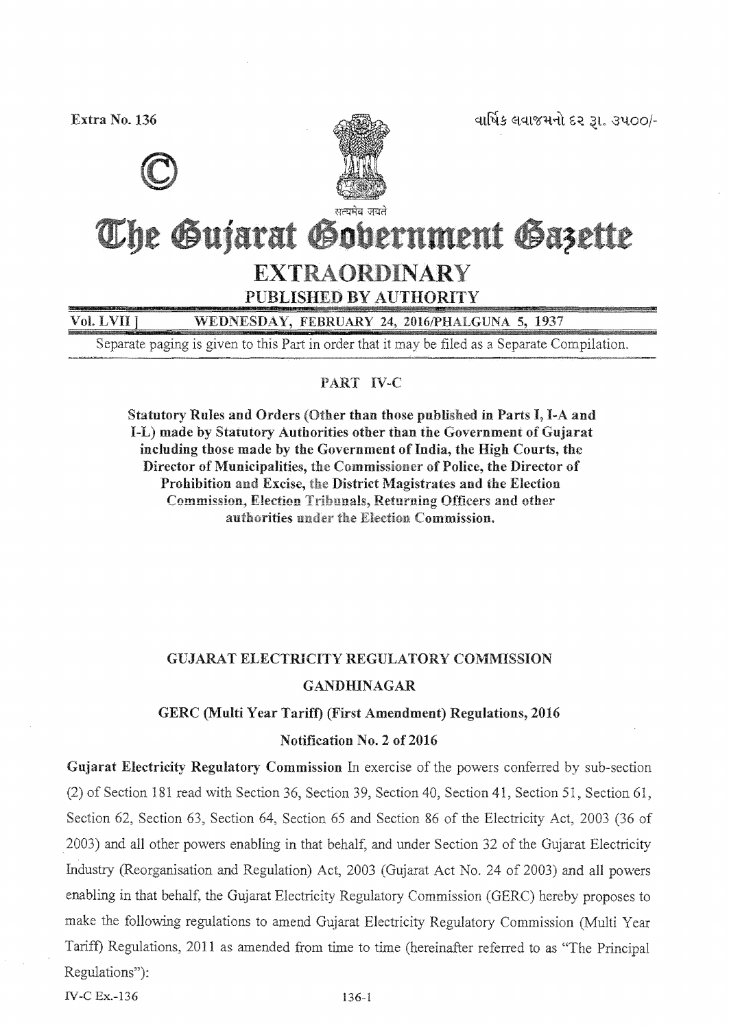Extra No. 136

વાર્ષિક લવાજમનો દર રૂ. ૩૫૦૦/-

©

सत्यमेव जयते

# The Gujarat Government Gazette

## EXTRAORDINARY

PUBLISHED BY AUTHORITY

Vol. LVII ] WEDNESDAY, FEBRUARY 24, 2016/PHALGUNA 5, 1937

Separate paging is given to this Part in order that it may be filed as a Separate Compilation.

## PART IV-C

**Statutory Rules and Orders (Other than those published in Parts I, I-A and I-L) made by Statutory Authorities other than the Government of Gujarat including those made by the Government of India, the High Courts, the Director of Municipalities, the Commissioner of Police, the Director of Prohibition and Excise, the District Magistrates and the Election Commission, Election Tribunals, Returning Officers and other authorities under the Election Commission.**

## GUJARAT ELECTRICITY REGULATORY COMMISSION

## GANDHINAGAR

### GERC (Multi Year Tariff) (First Amendment) Regulations, 2016

### Notification No. 2 of 2016

**Gujarat Electricity Regulatory Commission** In exercise of the powers conferred by sub-section (2) of Section 181 read with Section 36, Section 39, Section 40, Section 41, Section 51, Section 61, Section 62, Section 63, Section 64, Section 65 and Section 86 of the Electricity Act, 2003 (36 of 2003) and all other powers enabling in that behalf, and under Section 32 of the Gujarat Electricity Industry (Reorganisation and Regulation) Act, 2003 (Gujarat Act No. 24 of 2003) and all powers enabling in that behalf, the Gujarat Electricity Regulatory Commission (GERC) hereby proposes to make the following regulations to amend Gujarat Electricity Regulatory Commission (Multi Year Tariff) Regulations, 2011 as amended from time to time (hereinafter referred to as "The Principal Regulations"):

IV-C Ex.-136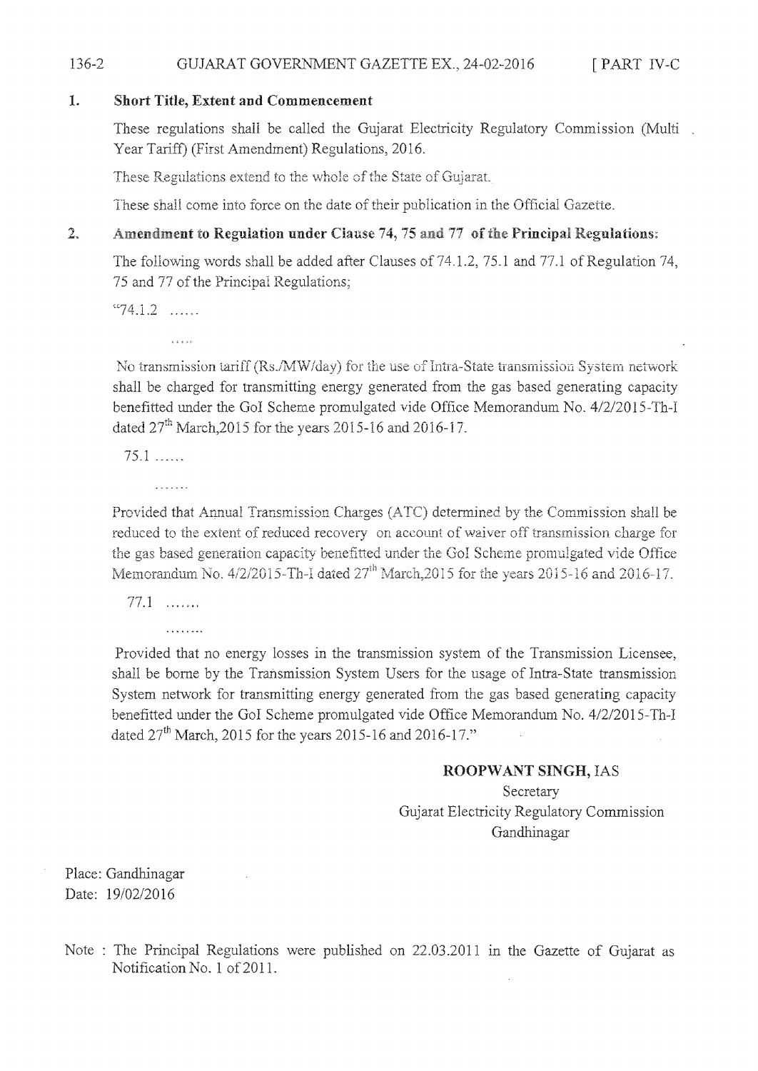## 1. Short Title, Extent and Commencement

These regulations shall be called the Gujarat Electricity Regulatory Commission (Multi Year Tariff) (First Amendment) Regulations, 2016.

These Regulations extend to the whole of the State of Gujarat.

These shall come into force on the date of their publication in the Official Gazette.

## 2. Amendment to Regulation under Clause 74, 75 and 77 of the Principal Regulations:

The following words shall be added after Clauses of 74.1.2, 75.1 and 77.1 of Regulation 74, 75 and 77 of the Principal Regulations;

"74.1.2 ……

……

No transmission tariff (Rs./MW/day) for the use of Intra-State transmission System network shall be charged for transmitting energy generated from the gas based generating capacity benefitted under the GoI Scheme promulgated vide Office Memorandum No. 4/2/2015-Th-I dated 27th March,2015 for the years 2015-16 and 2016-17.

75.1 ……

……

Provided that Annual Transmission Charges (ATC) determined by the Commission shall be reduced to the extent of reduced recovery on account of waiver off transmission charge for the gas based generation capacity benefitted under the GoI Scheme promulgated vide Office Memorandum No. 4/2/2015-Th-I dated 27th March,2015 for the years 2015-16 and 2016-17.

77.1 ……

……

Provided that no energy losses in the transmission system of the Transmission Licensee, shall be borne by the Transmission System Users for the usage of Intra-State transmission System network for transmitting energy generated from the gas based generating capacity benefitted under the GoI Scheme promulgated vide Office Memorandum No. 4/2/2015-Th-I dated 27th March, 2015 for the years 2015-16 and 2016-17."

**ROOPWANT SINGH,** IAS
Secretary
Gujarat Electricity Regulatory Commission
Gandhinagar

Place: Gandhinagar
Date: 19/02/2016

Note : The Principal Regulations were published on 22.03.2011 in the Gazette of Gujarat as Notification No. 1 of 2011.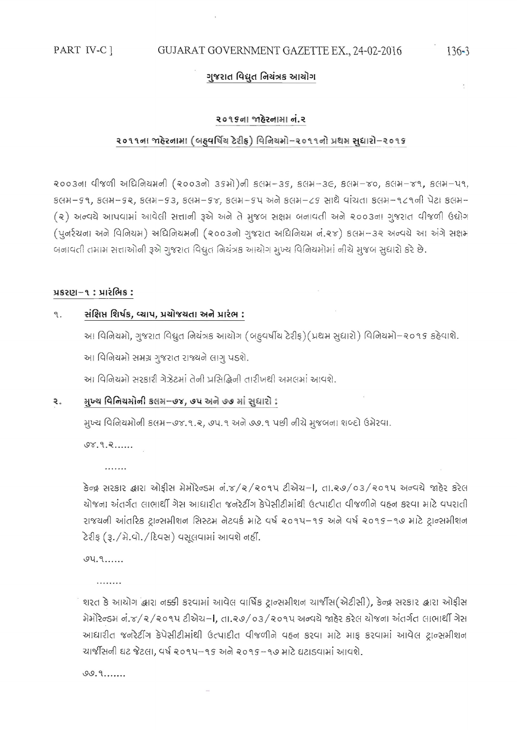## ગુજરાત વિદ્યુત નિયંત્રક આયોગ

### ૨૦૧૬ના જાહેરનામા નં.૨

### ૨૦૧૧ના જાહેરનામા (બહુવર્ષિય ટેરીફ) વિનિયમો–૨૦૧૧નો પ્રથમ સુધારો–૨૦૧૬

૨૦૦૩ના વીજળી અધિનિયમની (૨૦૦૩નો ૩૬મો)ની કલમ–૩૬, કલમ–૩૯, કલમ–૪૦, કલમ–૪૧, કલમ–૫૧, કલમ–૬૧, કલમ–૬૨, કલમ–૬૩, કલમ–૬૪, કલમ–૬૫ અને કલમ–૮૬ સાથે વાંચતા કલમ–૧૮૧ની પેટા કલમ–(૨) અન્વયે આપવામાં આવેલી સત્તાની રૂએ અને તે મુજબ સક્ષમ બનાવતી અને ૨૦૦૩ના ગુજરાત વીજળી ઉદ્યોગ (પુનર્રચના અને વિનિયમ) અધિનિયમની (૨૦૦૩નો ગુજરાત અધિનિયમ નં.૨૪) કલમ–૩૨ અન્વયે આ અંગે સક્ષમ બનાવતી તમામ સત્તાઓની રૂએ ગુજરાત વિદ્યુત નિયંત્રક આયોગ મુખ્ય વિનિયમોમાં નીચે મુજબ સુધારો કરે છે.

**પ્રકરણ–૧ : પ્રારંભિક :**

૧. **સંક્ષિપ્ત શિર્ષક, વ્યાપ, પ્રયોજ્યતા અને પ્રારંભ :**

આ વિનિયમો, ગુજરાત વિદ્યુત નિયંત્રક આયોગ (બહુવર્ષીય ટેરીફ)(પ્રથમ સુધારો) વિનિયમો–૨૦૧૬ કહેવાશે.

આ વિનિયમો સમગ્ર ગુજરાત રાજ્યને લાગુ પડશે.

આ વિનિયમો સરકારી ગેઝેટમાં તેની પ્રસિદ્ધિની તારીખથી અમલમાં આવશે.

૨. **મુખ્ય વિનિયમોની કલમ–૭૪, ૭૫ અને ૭૭ માં સુધારો :**

મુખ્ય વિનિયમોની કલમ–૭૪.૧.૨, ૭૫.૧ અને ૭૭.૧ પછી નીચે મુજબના શબ્દો ઉમેરવા.

૭૪.૧.૨......

.......

કેન્દ્ર સરકાર દ્વારા ઓફીસ મેમોરેન્ડમ નં.૪/૨/૨૦૧૫ ટીએચ–I, તા.૨૭/૦૩/૨૦૧૫ અન્વયે જાહેર કરેલ યોજના અંતર્ગત લાભાર્થી ગેસ આધારીત જનરેટીંગ કેપેસીટીમાંથી ઉત્પાદીત વીજળીને વહન કરવા માટે વપરાતી રાજ્યની આંતરિક ટ્રાન્સમીશન સિસ્ટમ નેટવર્ક માટે વર્ષ ૨૦૧૫–૧૬ અને વર્ષ ૨૦૧૬–૧૭ માટે ટ્રાન્સમીશન ટેરીફ (રૂ./મે.વો./દિવસ) વસૂલવામાં આવશે નહીં.

૭૫.૧......

........

શરત કે આયોગ દ્વારા નક્કી કરવામાં આવેલ વાર્ષિક ટ્રાન્સમીશન ચાર્જીસ(એટીસી), કેન્દ્ર સરકાર દ્વારા ઓફીસ મેમોરેન્ડમ નં.૪/૨/૨૦૧૫ ટીએચ–I, તા.૨૭/૦૩/૨૦૧૫ અન્વયે જાહેર કરેલ યોજના અંતર્ગત લાભાર્થી ગેસ આધારીત જનરેટીંગ કેપેસીટીમાંથી ઉત્પાદીત વીજળીને વહન કરવા માટે માફ કરવામાં આવેલ ટ્રાન્સમીશન ચાર્જીસની ઘટ જેટલા, વર્ષ ૨૦૧૫–૧૬ અને ૨૦૧૬–૧૭ માટે ઘટાડવામાં આવશે.

૭૭.૧.......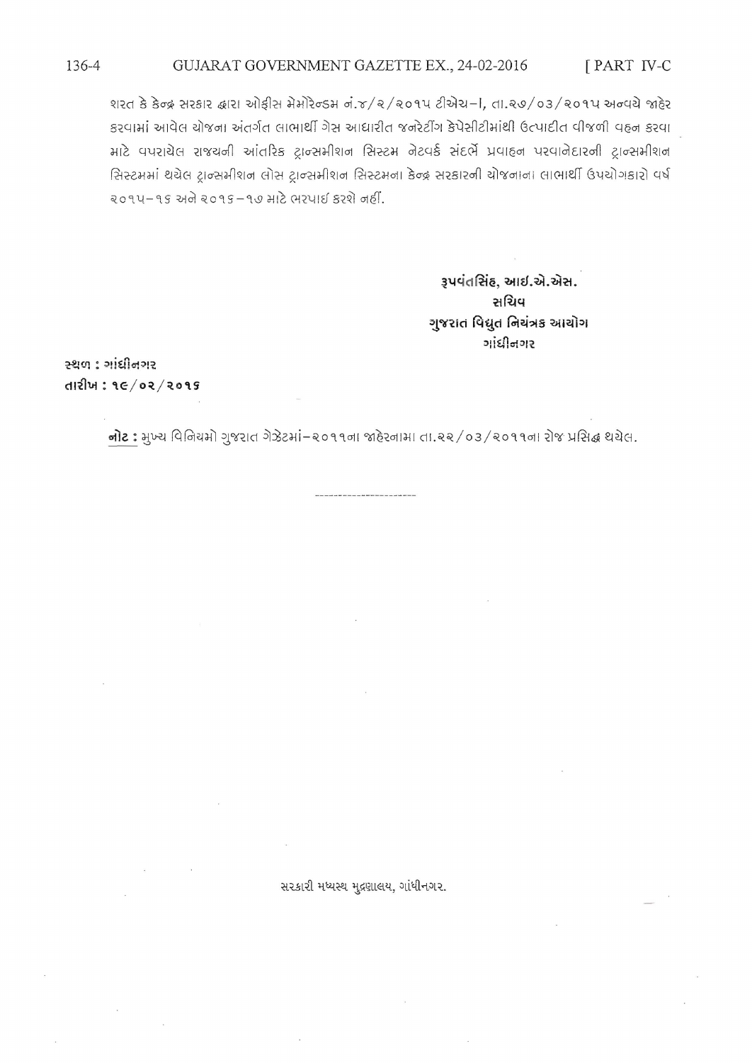શરત કે કેન્દ્ર સરકાર દ્વારા ઓફીસ મેમોરેન્ડમ નં.૪/૨/૨૦૧૫ ટીએચ–I, તા.૨૭/૦૩/૨૦૧૫ અન્વયે જાહેર કરવામાં આવેલ યોજના અંતર્ગત લાભાર્થી ગેસ આધારીત જનરેટીંગ કેપેસીટીમાંથી ઉત્પાદીત વીજળી વહન કરવા માટે વપરાયેલ રાજ્યની આંતરિક ટ્રાન્સમીશન સિસ્ટમ નેટવર્ક સંદર્ભે પ્રવાહન પરવાનેદારની ટ્રાન્સમીશન સિસ્ટમમાં થયેલ ટ્રાન્સમીશન લોસ ટ્રાન્સમીશન સિસ્ટમના કેન્દ્ર સરકારની યોજનાના લાભાર્થી ઉપયોગકારો વર્ષ ૨૦૧૫–૧૬ અને ૨૦૧૬–૧૭ માટે ભરપાઈ કરશે નહીં.

**રૂપવંતસિંહ, આઈ.એ.એસ.**
**સચિવ**
**ગુજરાત વિદ્યુત નિયંત્રક આયોગ**
**ગાંધીનગર**

**સ્થળ : ગાંધીનગર**
**તારીખ : ૧૯/૦૨/૨૦૧૬**

**નોટ :** મુખ્ય વિનિયમો ગુજરાત ગેઝેટમાં–૨૦૧૧ના જાહેરનામા તા.૨૨/૦૩/૨૦૧૧ના રોજ પ્રસિદ્ધ થયેલ.

---

સરકારી મધ્યસ્થ મુદ્રણાલય, ગાંધીનગર.